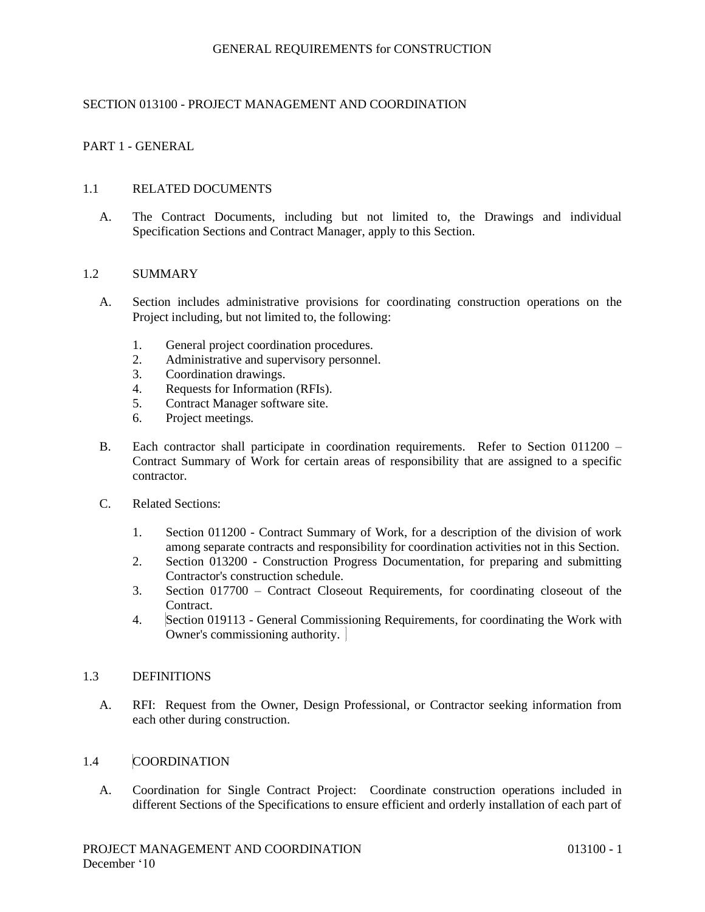GENERAL REQUIREMENTS for CONSTRUCTION

# SECTION 013100 - PROJECT MANAGEMENT AND COORDINATION

## PART 1 - GENERAL

### 1.1 RELATED DOCUMENTS

A. The Contract Documents, including but not limited to, the Drawings and individual Specification Sections and Contract Manager, apply to this Section.

### 1.2 SUMMARY

A. Section includes administrative provisions for coordinating construction operations on the Project including, but not limited to, the following:

1. General project coordination procedures.
2. Administrative and supervisory personnel.
3. Coordination drawings.
4. Requests for Information (RFIs).
5. Contract Manager software site.
6. Project meetings.

B. Each contractor shall participate in coordination requirements. Refer to Section 011200 – Contract Summary of Work for certain areas of responsibility that are assigned to a specific contractor.

C. Related Sections:

1. Section 011200 - Contract Summary of Work, for a description of the division of work among separate contracts and responsibility for coordination activities not in this Section.
2. Section 013200 - Construction Progress Documentation, for preparing and submitting Contractor's construction schedule.
3. Section 017700 – Contract Closeout Requirements, for coordinating closeout of the Contract.
4. Section 019113 - General Commissioning Requirements, for coordinating the Work with Owner's commissioning authority.

### 1.3 DEFINITIONS

A. RFI: Request from the Owner, Design Professional, or Contractor seeking information from each other during construction.

### 1.4 COORDINATION

A. Coordination for Single Contract Project: Coordinate construction operations included in different Sections of the Specifications to ensure efficient and orderly installation of each part of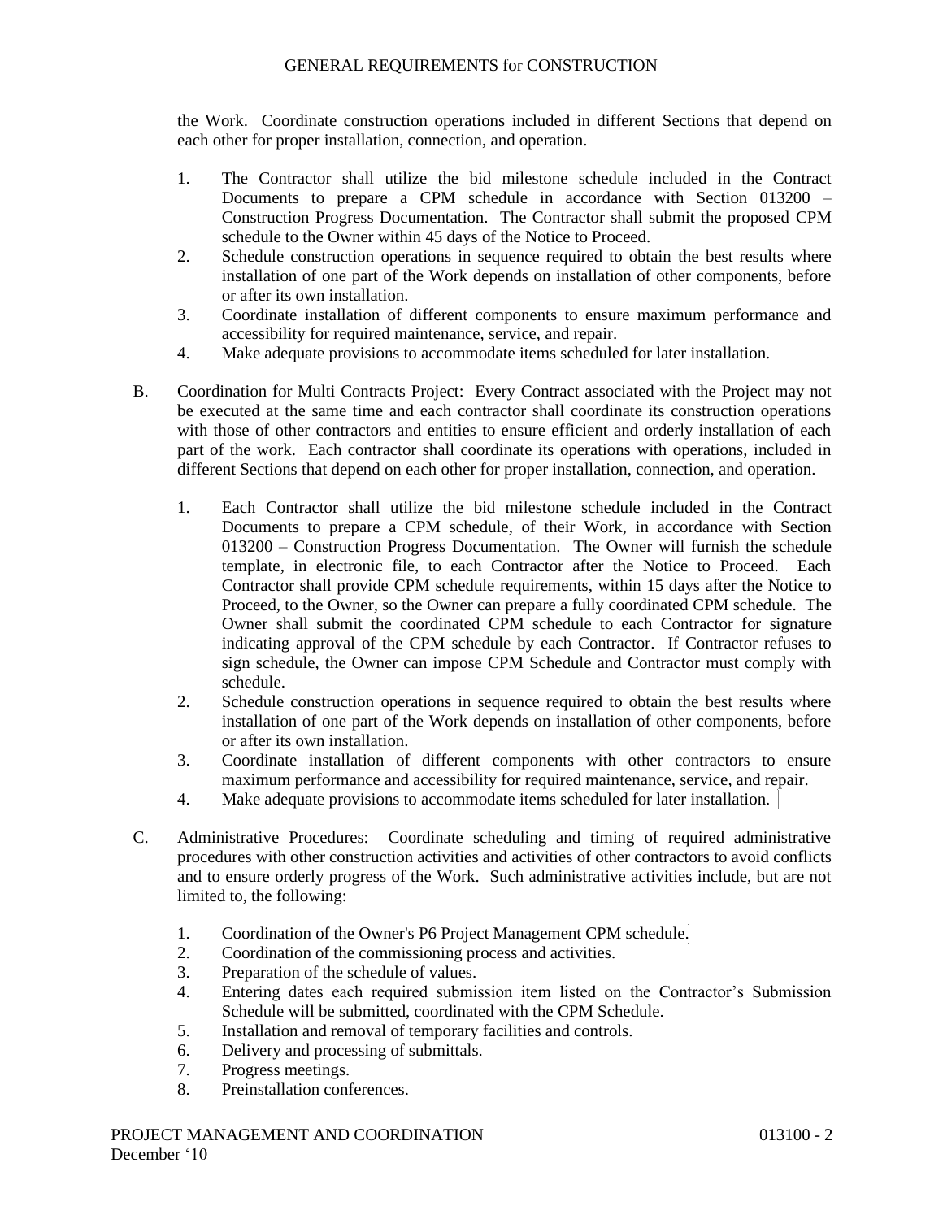the Work. Coordinate construction operations included in different Sections that depend on each other for proper installation, connection, and operation.

1. The Contractor shall utilize the bid milestone schedule included in the Contract Documents to prepare a CPM schedule in accordance with Section 013200 – Construction Progress Documentation. The Contractor shall submit the proposed CPM schedule to the Owner within 45 days of the Notice to Proceed.
2. Schedule construction operations in sequence required to obtain the best results where installation of one part of the Work depends on installation of other components, before or after its own installation.
3. Coordinate installation of different components to ensure maximum performance and accessibility for required maintenance, service, and repair.
4. Make adequate provisions to accommodate items scheduled for later installation.

B. Coordination for Multi Contracts Project: Every Contract associated with the Project may not be executed at the same time and each contractor shall coordinate its construction operations with those of other contractors and entities to ensure efficient and orderly installation of each part of the work. Each contractor shall coordinate its operations with operations, included in different Sections that depend on each other for proper installation, connection, and operation.

1. Each Contractor shall utilize the bid milestone schedule included in the Contract Documents to prepare a CPM schedule, of their Work, in accordance with Section 013200 – Construction Progress Documentation. The Owner will furnish the schedule template, in electronic file, to each Contractor after the Notice to Proceed. Each Contractor shall provide CPM schedule requirements, within 15 days after the Notice to Proceed, to the Owner, so the Owner can prepare a fully coordinated CPM schedule. The Owner shall submit the coordinated CPM schedule to each Contractor for signature indicating approval of the CPM schedule by each Contractor. If Contractor refuses to sign schedule, the Owner can impose CPM Schedule and Contractor must comply with schedule.
2. Schedule construction operations in sequence required to obtain the best results where installation of one part of the Work depends on installation of other components, before or after its own installation.
3. Coordinate installation of different components with other contractors to ensure maximum performance and accessibility for required maintenance, service, and repair.
4. Make adequate provisions to accommodate items scheduled for later installation.

C. Administrative Procedures: Coordinate scheduling and timing of required administrative procedures with other construction activities and activities of other contractors to avoid conflicts and to ensure orderly progress of the Work. Such administrative activities include, but are not limited to, the following:

1. Coordination of the Owner's P6 Project Management CPM schedule.
2. Coordination of the commissioning process and activities.
3. Preparation of the schedule of values.
4. Entering dates each required submission item listed on the Contractor's Submission Schedule will be submitted, coordinated with the CPM Schedule.
5. Installation and removal of temporary facilities and controls.
6. Delivery and processing of submittals.
7. Progress meetings.
8. Preinstallation conferences.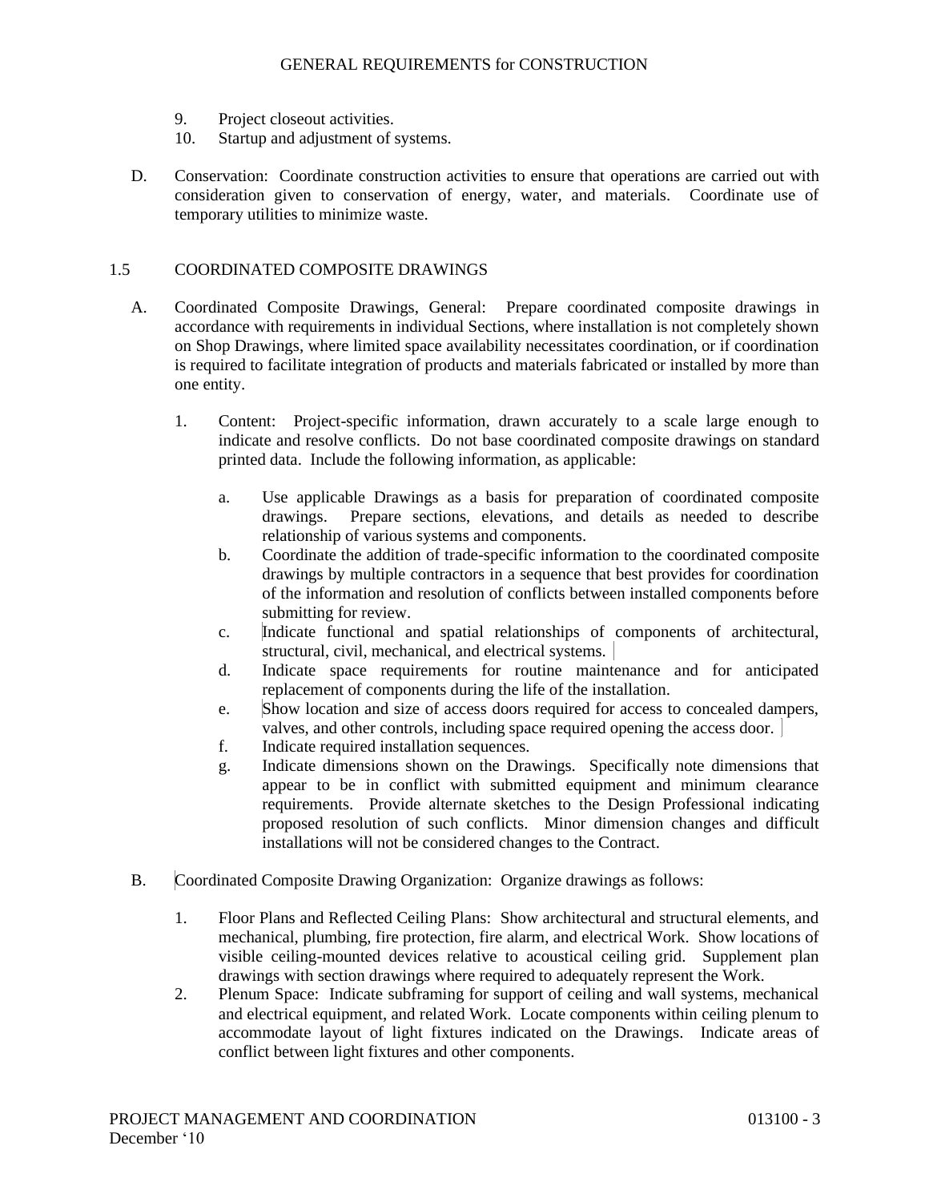9. Project closeout activities.
10. Startup and adjustment of systems.

D. Conservation: Coordinate construction activities to ensure that operations are carried out with consideration given to conservation of energy, water, and materials. Coordinate use of temporary utilities to minimize waste.

## 1.5 COORDINATED COMPOSITE DRAWINGS

A. Coordinated Composite Drawings, General: Prepare coordinated composite drawings in accordance with requirements in individual Sections, where installation is not completely shown on Shop Drawings, where limited space availability necessitates coordination, or if coordination is required to facilitate integration of products and materials fabricated or installed by more than one entity.

1. Content: Project-specific information, drawn accurately to a scale large enough to indicate and resolve conflicts. Do not base coordinated composite drawings on standard printed data. Include the following information, as applicable:

    a. Use applicable Drawings as a basis for preparation of coordinated composite drawings. Prepare sections, elevations, and details as needed to describe relationship of various systems and components.
    b. Coordinate the addition of trade-specific information to the coordinated composite drawings by multiple contractors in a sequence that best provides for coordination of the information and resolution of conflicts between installed components before submitting for review.
    c. Indicate functional and spatial relationships of components of architectural, structural, civil, mechanical, and electrical systems.
    d. Indicate space requirements for routine maintenance and for anticipated replacement of components during the life of the installation.
    e. Show location and size of access doors required for access to concealed dampers, valves, and other controls, including space required opening the access door.
    f. Indicate required installation sequences.
    g. Indicate dimensions shown on the Drawings. Specifically note dimensions that appear to be in conflict with submitted equipment and minimum clearance requirements. Provide alternate sketches to the Design Professional indicating proposed resolution of such conflicts. Minor dimension changes and difficult installations will not be considered changes to the Contract.

B. Coordinated Composite Drawing Organization: Organize drawings as follows:

1. Floor Plans and Reflected Ceiling Plans: Show architectural and structural elements, and mechanical, plumbing, fire protection, fire alarm, and electrical Work. Show locations of visible ceiling-mounted devices relative to acoustical ceiling grid. Supplement plan drawings with section drawings where required to adequately represent the Work.
2. Plenum Space: Indicate subframing for support of ceiling and wall systems, mechanical and electrical equipment, and related Work. Locate components within ceiling plenum to accommodate layout of light fixtures indicated on the Drawings. Indicate areas of conflict between light fixtures and other components.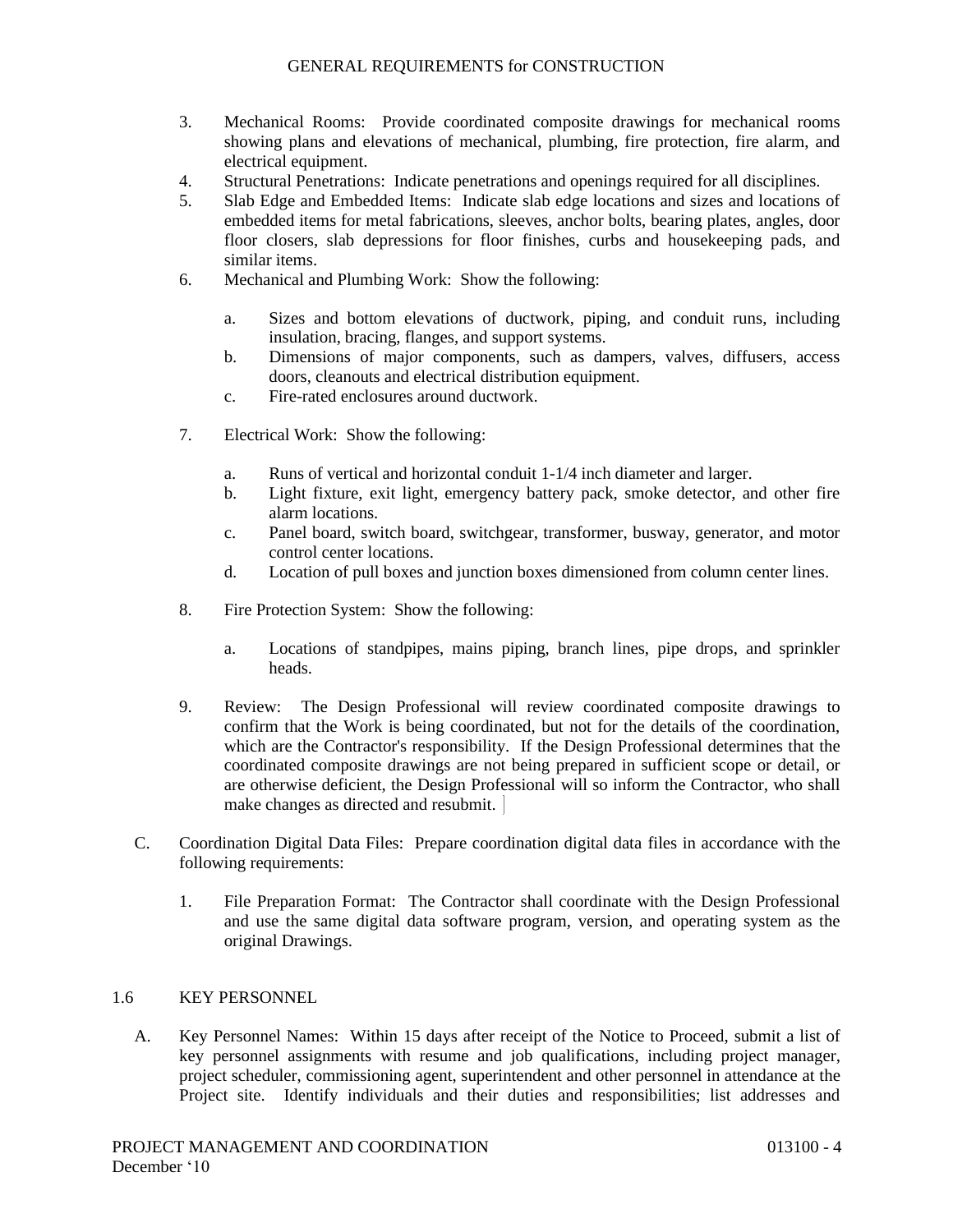3. Mechanical Rooms: Provide coordinated composite drawings for mechanical rooms showing plans and elevations of mechanical, plumbing, fire protection, fire alarm, and electrical equipment.
4. Structural Penetrations: Indicate penetrations and openings required for all disciplines.
5. Slab Edge and Embedded Items: Indicate slab edge locations and sizes and locations of embedded items for metal fabrications, sleeves, anchor bolts, bearing plates, angles, door floor closers, slab depressions for floor finishes, curbs and housekeeping pads, and similar items.
6. Mechanical and Plumbing Work: Show the following:

   a. Sizes and bottom elevations of ductwork, piping, and conduit runs, including insulation, bracing, flanges, and support systems.
   b. Dimensions of major components, such as dampers, valves, diffusers, access doors, cleanouts and electrical distribution equipment.
   c. Fire-rated enclosures around ductwork.

7. Electrical Work: Show the following:

   a. Runs of vertical and horizontal conduit 1-1/4 inch diameter and larger.
   b. Light fixture, exit light, emergency battery pack, smoke detector, and other fire alarm locations.
   c. Panel board, switch board, switchgear, transformer, busway, generator, and motor control center locations.
   d. Location of pull boxes and junction boxes dimensioned from column center lines.

8. Fire Protection System: Show the following:

   a. Locations of standpipes, mains piping, branch lines, pipe drops, and sprinkler heads.

9. Review: The Design Professional will review coordinated composite drawings to confirm that the Work is being coordinated, but not for the details of the coordination, which are the Contractor's responsibility. If the Design Professional determines that the coordinated composite drawings are not being prepared in sufficient scope or detail, or are otherwise deficient, the Design Professional will so inform the Contractor, who shall make changes as directed and resubmit.

C. Coordination Digital Data Files: Prepare coordination digital data files in accordance with the following requirements:

   1. File Preparation Format: The Contractor shall coordinate with the Design Professional and use the same digital data software program, version, and operating system as the original Drawings.

## 1.6 KEY PERSONNEL

A. Key Personnel Names: Within 15 days after receipt of the Notice to Proceed, submit a list of key personnel assignments with resume and job qualifications, including project manager, project scheduler, commissioning agent, superintendent and other personnel in attendance at the Project site. Identify individuals and their duties and responsibilities; list addresses and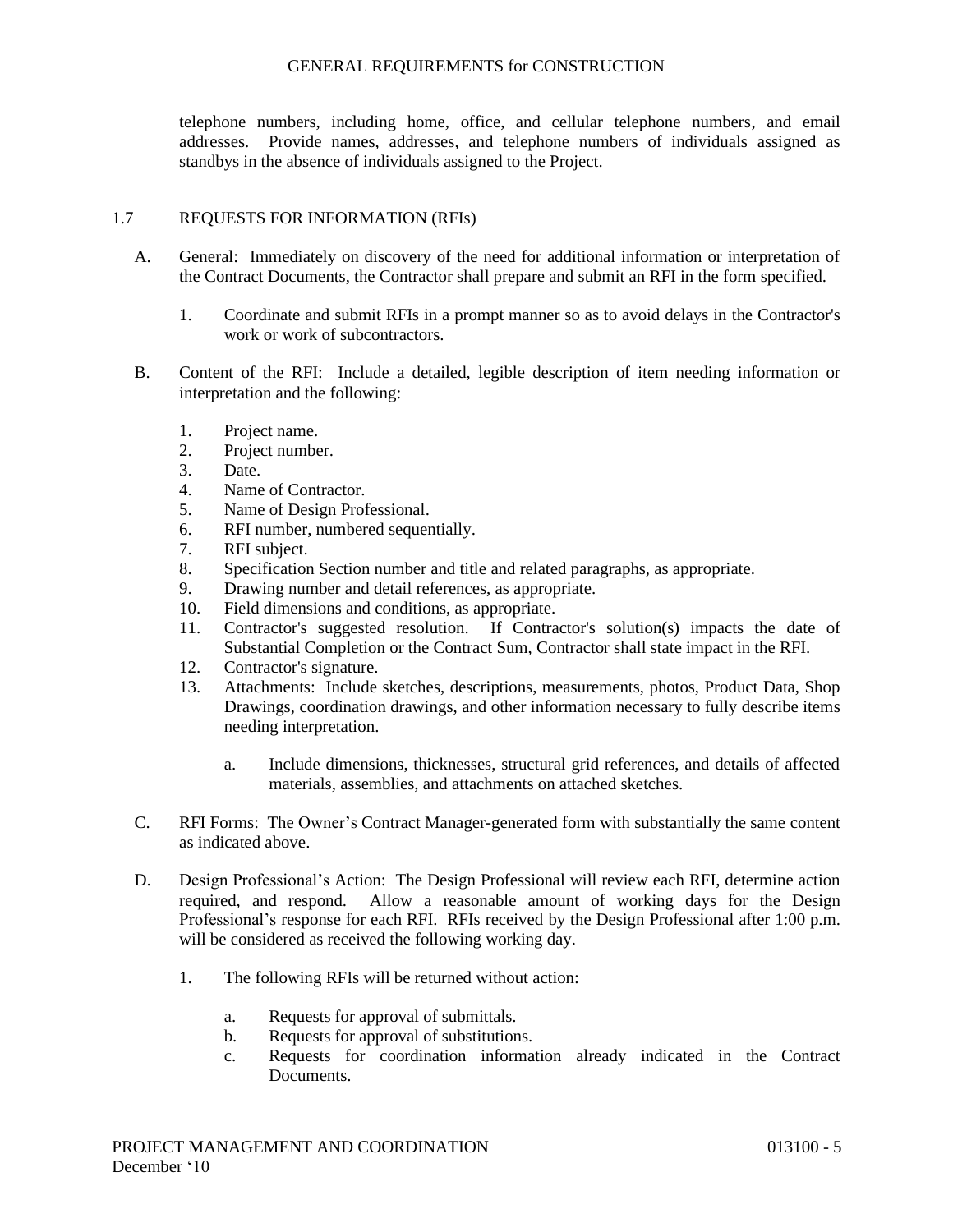telephone numbers, including home, office, and cellular telephone numbers, and email addresses. Provide names, addresses, and telephone numbers of individuals assigned as standbys in the absence of individuals assigned to the Project.

## 1.7 REQUESTS FOR INFORMATION (RFIs)

A. General: Immediately on discovery of the need for additional information or interpretation of the Contract Documents, the Contractor shall prepare and submit an RFI in the form specified.

1. Coordinate and submit RFIs in a prompt manner so as to avoid delays in the Contractor's work or work of subcontractors.

B. Content of the RFI: Include a detailed, legible description of item needing information or interpretation and the following:

1. Project name.
2. Project number.
3. Date.
4. Name of Contractor.
5. Name of Design Professional.
6. RFI number, numbered sequentially.
7. RFI subject.
8. Specification Section number and title and related paragraphs, as appropriate.
9. Drawing number and detail references, as appropriate.
10. Field dimensions and conditions, as appropriate.
11. Contractor's suggested resolution. If Contractor's solution(s) impacts the date of Substantial Completion or the Contract Sum, Contractor shall state impact in the RFI.
12. Contractor's signature.
13. Attachments: Include sketches, descriptions, measurements, photos, Product Data, Shop Drawings, coordination drawings, and other information necessary to fully describe items needing interpretation.

    a. Include dimensions, thicknesses, structural grid references, and details of affected materials, assemblies, and attachments on attached sketches.

C. RFI Forms: The Owner's Contract Manager-generated form with substantially the same content as indicated above.

D. Design Professional's Action: The Design Professional will review each RFI, determine action required, and respond. Allow a reasonable amount of working days for the Design Professional's response for each RFI. RFIs received by the Design Professional after 1:00 p.m. will be considered as received the following working day.

1. The following RFIs will be returned without action:

    a. Requests for approval of submittals.
    b. Requests for approval of substitutions.
    c. Requests for coordination information already indicated in the Contract Documents.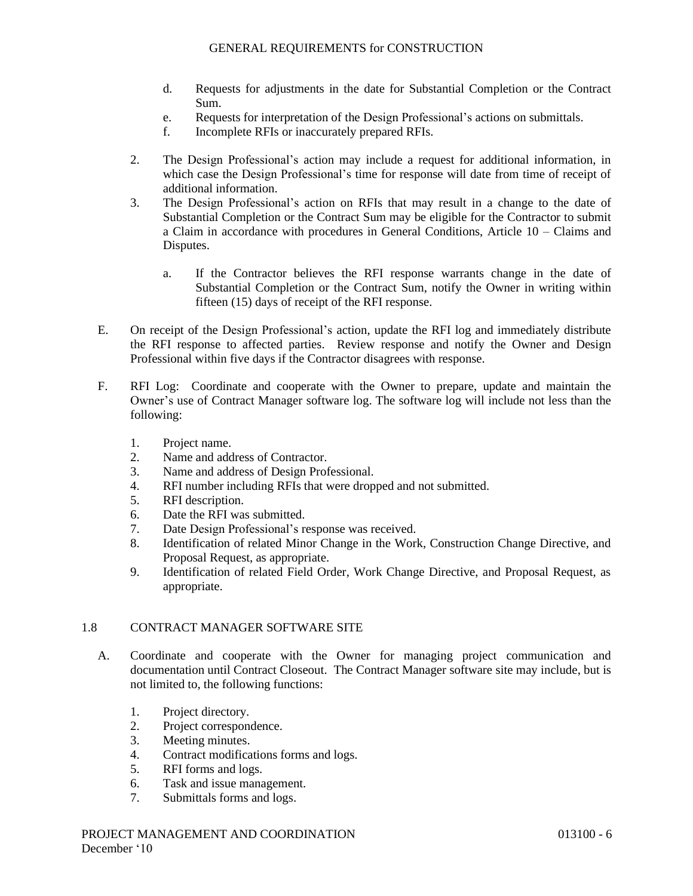d. Requests for adjustments in the date for Substantial Completion or the Contract Sum.
e. Requests for interpretation of the Design Professional's actions on submittals.
f. Incomplete RFIs or inaccurately prepared RFIs.

2. The Design Professional's action may include a request for additional information, in which case the Design Professional's time for response will date from time of receipt of additional information.
3. The Design Professional's action on RFIs that may result in a change to the date of Substantial Completion or the Contract Sum may be eligible for the Contractor to submit a Claim in accordance with procedures in General Conditions, Article 10 – Claims and Disputes.

   a. If the Contractor believes the RFI response warrants change in the date of Substantial Completion or the Contract Sum, notify the Owner in writing within fifteen (15) days of receipt of the RFI response.

E. On receipt of the Design Professional's action, update the RFI log and immediately distribute the RFI response to affected parties. Review response and notify the Owner and Design Professional within five days if the Contractor disagrees with response.

F. RFI Log: Coordinate and cooperate with the Owner to prepare, update and maintain the Owner's use of Contract Manager software log. The software log will include not less than the following:

1. Project name.
2. Name and address of Contractor.
3. Name and address of Design Professional.
4. RFI number including RFIs that were dropped and not submitted.
5. RFI description.
6. Date the RFI was submitted.
7. Date Design Professional's response was received.
8. Identification of related Minor Change in the Work, Construction Change Directive, and Proposal Request, as appropriate.
9. Identification of related Field Order, Work Change Directive, and Proposal Request, as appropriate.

## 1.8 CONTRACT MANAGER SOFTWARE SITE

A. Coordinate and cooperate with the Owner for managing project communication and documentation until Contract Closeout. The Contract Manager software site may include, but is not limited to, the following functions:

1. Project directory.
2. Project correspondence.
3. Meeting minutes.
4. Contract modifications forms and logs.
5. RFI forms and logs.
6. Task and issue management.
7. Submittals forms and logs.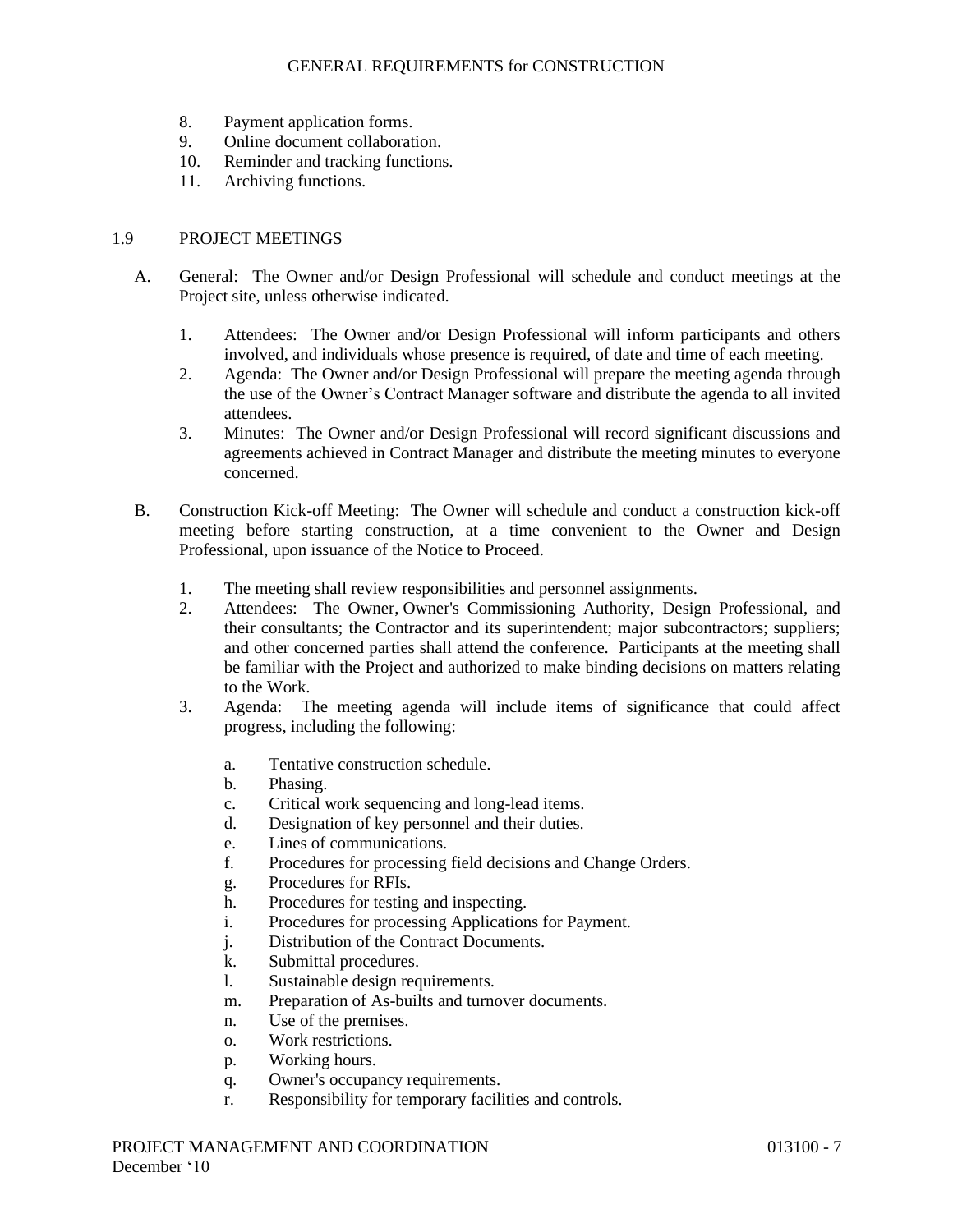8. Payment application forms.
9. Online document collaboration.
10. Reminder and tracking functions.
11. Archiving functions.

## 1.9 PROJECT MEETINGS

A. General: The Owner and/or Design Professional will schedule and conduct meetings at the Project site, unless otherwise indicated.

   1. Attendees: The Owner and/or Design Professional will inform participants and others involved, and individuals whose presence is required, of date and time of each meeting.
   2. Agenda: The Owner and/or Design Professional will prepare the meeting agenda through the use of the Owner's Contract Manager software and distribute the agenda to all invited attendees.
   3. Minutes: The Owner and/or Design Professional will record significant discussions and agreements achieved in Contract Manager and distribute the meeting minutes to everyone concerned.

B. Construction Kick-off Meeting: The Owner will schedule and conduct a construction kick-off meeting before starting construction, at a time convenient to the Owner and Design Professional, upon issuance of the Notice to Proceed.

   1. The meeting shall review responsibilities and personnel assignments.
   2. Attendees: The Owner, Owner's Commissioning Authority, Design Professional, and their consultants; the Contractor and its superintendent; major subcontractors; suppliers; and other concerned parties shall attend the conference. Participants at the meeting shall be familiar with the Project and authorized to make binding decisions on matters relating to the Work.
   3. Agenda: The meeting agenda will include items of significance that could affect progress, including the following:

      a. Tentative construction schedule.
      b. Phasing.
      c. Critical work sequencing and long-lead items.
      d. Designation of key personnel and their duties.
      e. Lines of communications.
      f. Procedures for processing field decisions and Change Orders.
      g. Procedures for RFIs.
      h. Procedures for testing and inspecting.
      i. Procedures for processing Applications for Payment.
      j. Distribution of the Contract Documents.
      k. Submittal procedures.
      l. Sustainable design requirements.
      m. Preparation of As-builts and turnover documents.
      n. Use of the premises.
      o. Work restrictions.
      p. Working hours.
      q. Owner's occupancy requirements.
      r. Responsibility for temporary facilities and controls.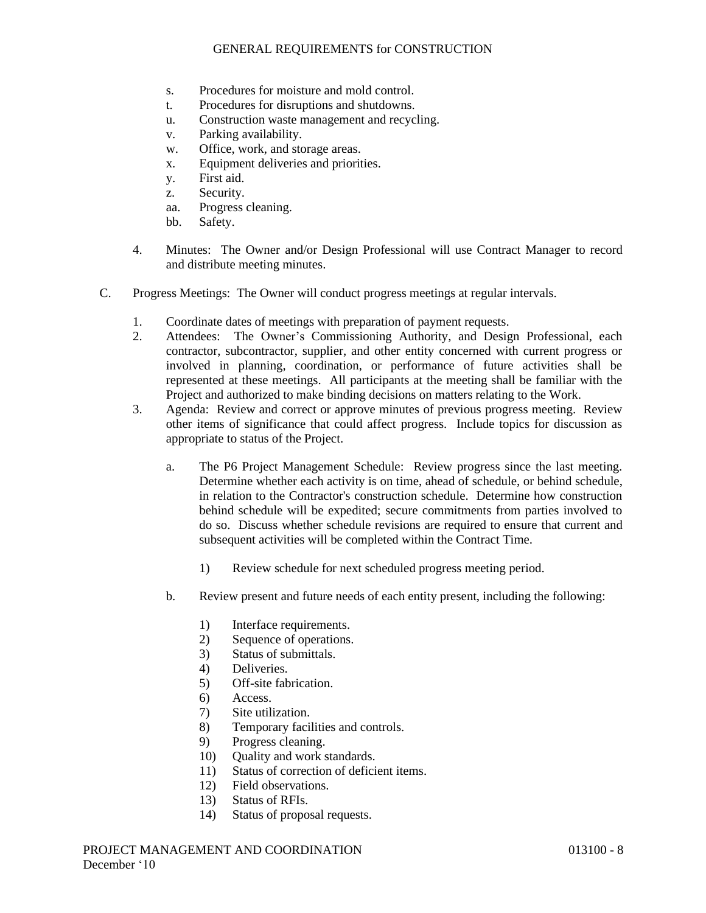s. Procedures for moisture and mold control.
t. Procedures for disruptions and shutdowns.
u. Construction waste management and recycling.
v. Parking availability.
w. Office, work, and storage areas.
x. Equipment deliveries and priorities.
y. First aid.
z. Security.
aa. Progress cleaning.
bb. Safety.

4. Minutes: The Owner and/or Design Professional will use Contract Manager to record and distribute meeting minutes.

C. Progress Meetings: The Owner will conduct progress meetings at regular intervals.

1. Coordinate dates of meetings with preparation of payment requests.
2. Attendees: The Owner's Commissioning Authority, and Design Professional, each contractor, subcontractor, supplier, and other entity concerned with current progress or involved in planning, coordination, or performance of future activities shall be represented at these meetings. All participants at the meeting shall be familiar with the Project and authorized to make binding decisions on matters relating to the Work.
3. Agenda: Review and correct or approve minutes of previous progress meeting. Review other items of significance that could affect progress. Include topics for discussion as appropriate to status of the Project.

   a. The P6 Project Management Schedule: Review progress since the last meeting. Determine whether each activity is on time, ahead of schedule, or behind schedule, in relation to the Contractor's construction schedule. Determine how construction behind schedule will be expedited; secure commitments from parties involved to do so. Discuss whether schedule revisions are required to ensure that current and subsequent activities will be completed within the Contract Time.

      1) Review schedule for next scheduled progress meeting period.

   b. Review present and future needs of each entity present, including the following:

      1) Interface requirements.
      2) Sequence of operations.
      3) Status of submittals.
      4) Deliveries.
      5) Off-site fabrication.
      6) Access.
      7) Site utilization.
      8) Temporary facilities and controls.
      9) Progress cleaning.
      10) Quality and work standards.
      11) Status of correction of deficient items.
      12) Field observations.
      13) Status of RFIs.
      14) Status of proposal requests.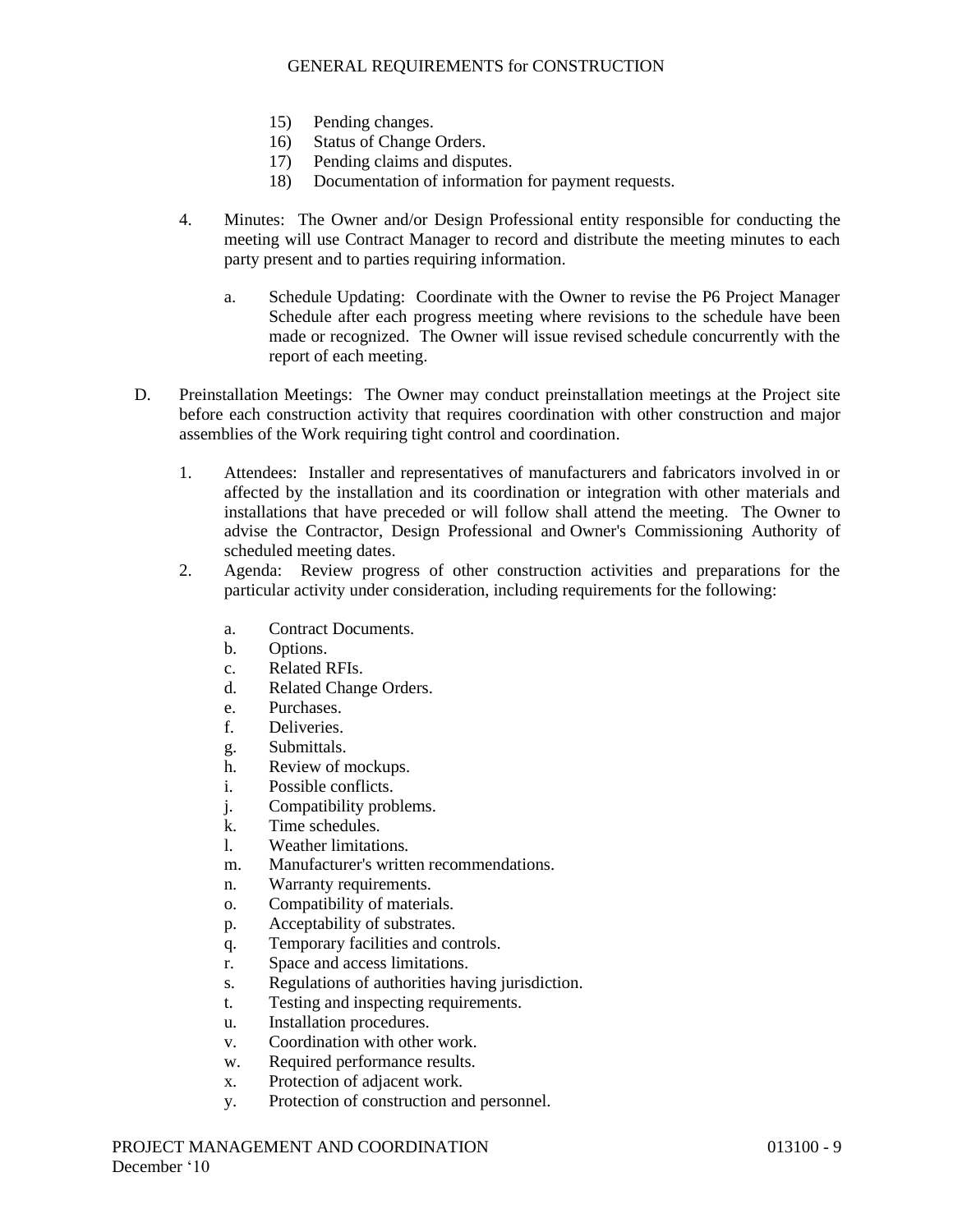15) Pending changes.
16) Status of Change Orders.
17) Pending claims and disputes.
18) Documentation of information for payment requests.

4. Minutes: The Owner and/or Design Professional entity responsible for conducting the meeting will use Contract Manager to record and distribute the meeting minutes to each party present and to parties requiring information.

   a. Schedule Updating: Coordinate with the Owner to revise the P6 Project Manager Schedule after each progress meeting where revisions to the schedule have been made or recognized. The Owner will issue revised schedule concurrently with the report of each meeting.

D. Preinstallation Meetings: The Owner may conduct preinstallation meetings at the Project site before each construction activity that requires coordination with other construction and major assemblies of the Work requiring tight control and coordination.

1. Attendees: Installer and representatives of manufacturers and fabricators involved in or affected by the installation and its coordination or integration with other materials and installations that have preceded or will follow shall attend the meeting. The Owner to advise the Contractor, Design Professional and Owner's Commissioning Authority of scheduled meeting dates.
2. Agenda: Review progress of other construction activities and preparations for the particular activity under consideration, including requirements for the following:

   a. Contract Documents.
   b. Options.
   c. Related RFIs.
   d. Related Change Orders.
   e. Purchases.
   f. Deliveries.
   g. Submittals.
   h. Review of mockups.
   i. Possible conflicts.
   j. Compatibility problems.
   k. Time schedules.
   l. Weather limitations.
   m. Manufacturer's written recommendations.
   n. Warranty requirements.
   o. Compatibility of materials.
   p. Acceptability of substrates.
   q. Temporary facilities and controls.
   r. Space and access limitations.
   s. Regulations of authorities having jurisdiction.
   t. Testing and inspecting requirements.
   u. Installation procedures.
   v. Coordination with other work.
   w. Required performance results.
   x. Protection of adjacent work.
   y. Protection of construction and personnel.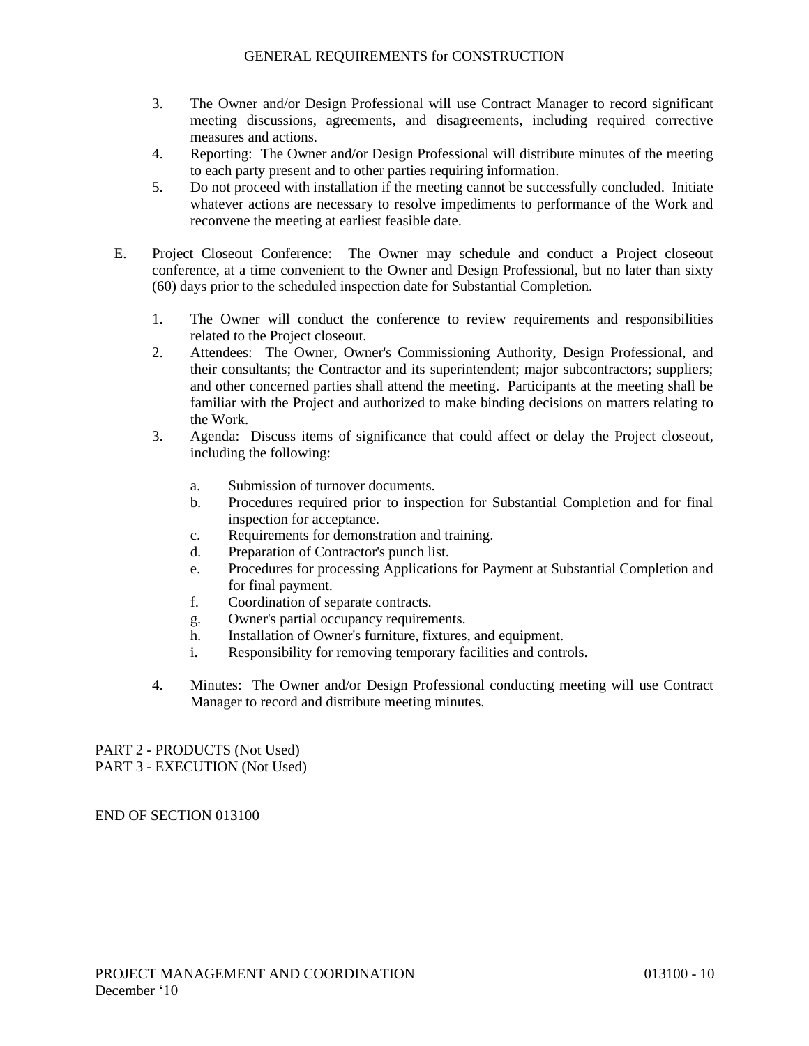3. The Owner and/or Design Professional will use Contract Manager to record significant meeting discussions, agreements, and disagreements, including required corrective measures and actions.
4. Reporting: The Owner and/or Design Professional will distribute minutes of the meeting to each party present and to other parties requiring information.
5. Do not proceed with installation if the meeting cannot be successfully concluded. Initiate whatever actions are necessary to resolve impediments to performance of the Work and reconvene the meeting at earliest feasible date.

E. Project Closeout Conference: The Owner may schedule and conduct a Project closeout conference, at a time convenient to the Owner and Design Professional, but no later than sixty (60) days prior to the scheduled inspection date for Substantial Completion.

1. The Owner will conduct the conference to review requirements and responsibilities related to the Project closeout.
2. Attendees: The Owner, Owner's Commissioning Authority, Design Professional, and their consultants; the Contractor and its superintendent; major subcontractors; suppliers; and other concerned parties shall attend the meeting. Participants at the meeting shall be familiar with the Project and authorized to make binding decisions on matters relating to the Work.
3. Agenda: Discuss items of significance that could affect or delay the Project closeout, including the following:

   a. Submission of turnover documents.
   b. Procedures required prior to inspection for Substantial Completion and for final inspection for acceptance.
   c. Requirements for demonstration and training.
   d. Preparation of Contractor's punch list.
   e. Procedures for processing Applications for Payment at Substantial Completion and for final payment.
   f. Coordination of separate contracts.
   g. Owner's partial occupancy requirements.
   h. Installation of Owner's furniture, fixtures, and equipment.
   i. Responsibility for removing temporary facilities and controls.

4. Minutes: The Owner and/or Design Professional conducting meeting will use Contract Manager to record and distribute meeting minutes.

PART 2 - PRODUCTS (Not Used)
PART 3 - EXECUTION (Not Used)

END OF SECTION 013100